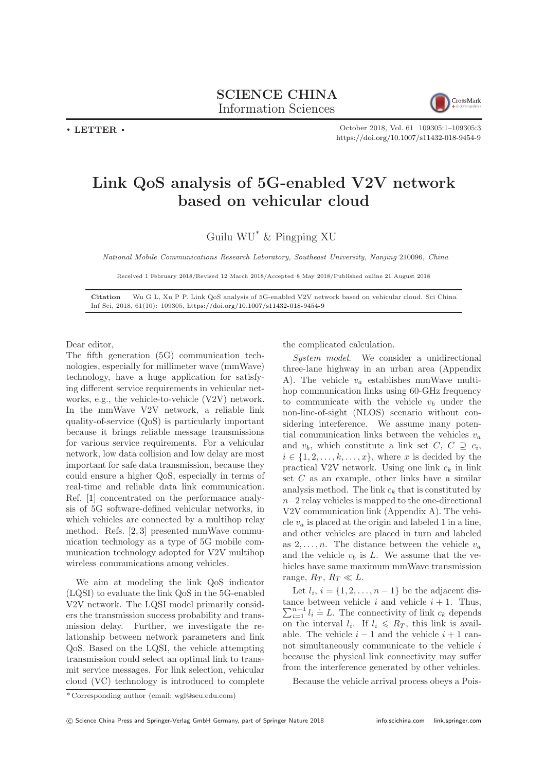SCIENCE CHINA
Information Sciences

• LETTER •

# Link QoS analysis of 5G-enabled V2V network based on vehicular cloud

Guilu WU* & Pingping XU

*National Mobile Communications Research Laboratory, Southeast University, Nanjing 210096, China*

Received 1 February 2018/Revised 12 March 2018/Accepted 8 May 2018/Published online 21 August 2018

**Citation** Wu G L, Xu P P. Link QoS analysis of 5G-enabled V2V network based on vehicular cloud. Sci China Inf Sci, 2018, 61(10): 109305, https://doi.org/10.1007/s11432-018-9454-9

Dear editor,

The fifth generation (5G) communication technologies, especially for millimeter wave (mmWave) technology, have a huge application for satisfying different service requirements in vehicular networks, e.g., the vehicle-to-vehicle (V2V) network. In the mmWave V2V network, a reliable link quality-of-service (QoS) is particularly important because it brings reliable message transmissions for various service requirements. For a vehicular network, low data collision and low delay are most important for safe data transmission, because they could ensure a higher QoS, especially in terms of real-time and reliable data link communication. Ref. [1] concentrated on the performance analysis of 5G software-defined vehicular networks, in which vehicles are connected by a multihop relay method. Refs. [2, 3] presented mmWave communication technology as a type of 5G mobile communication technology adopted for V2V multihop wireless communications among vehicles.

We aim at modeling the link QoS indicator (LQSI) to evaluate the link QoS in the 5G-enabled V2V network. The LQSI model primarily considers the transmission success probability and transmission delay. Further, we investigate the relationship between network parameters and link QoS. Based on the LQSI, the vehicle attempting transmission could select an optimal link to transmit service messages. For link selection, vehicular cloud (VC) technology is introduced to complete the complicated calculation.

*System model.* We consider a unidirectional three-lane highway in an urban area (Appendix A). The vehicle $v_a$ establishes mmWave multihop communication links using 60-GHz frequency to communicate with the vehicle $v_b$ under the non-line-of-sight (NLOS) scenario without considering interference. We assume many potential communication links between the vehicles $v_a$ and $v_b$, which constitute a link set $C$, $C \supseteq c_i$, $i \in \{1, 2, \ldots, k, \ldots, x\}$, where $x$ is decided by the practical V2V network. Using one link $c_k$ in link set $C$ as an example, other links have a similar analysis method. The link $c_k$ that is constituted by $n-2$ relay vehicles is mapped to the one-directional V2V communication link (Appendix A). The vehicle $v_a$ is placed at the origin and labeled 1 in a line, and other vehicles are placed in turn and labeled as $2, \ldots, n$. The distance between the vehicle $v_a$ and the vehicle $v_b$ is $L$. We assume that the vehicles have same maximum mmWave transmission range, $R_T$, $R_T \ll L$.

Let $l_i$, $i = \{1, 2, \ldots, n-1\}$ be the adjacent distance between vehicle $i$ and vehicle $i+1$. Thus, $\sum_{i=1}^{n-1} l_i \doteq L$. The connectivity of link $c_k$ depends on the interval $l_i$. If $l_i \leqslant R_T$, this link is available. The vehicle $i-1$ and the vehicle $i+1$ cannot simultaneously communicate to the vehicle $i$ because the physical link connectivity may suffer from the interference generated by other vehicles.

Because the vehicle arrival process obeys a Pois-

* Corresponding author (email: wgl@seu.edu.cn)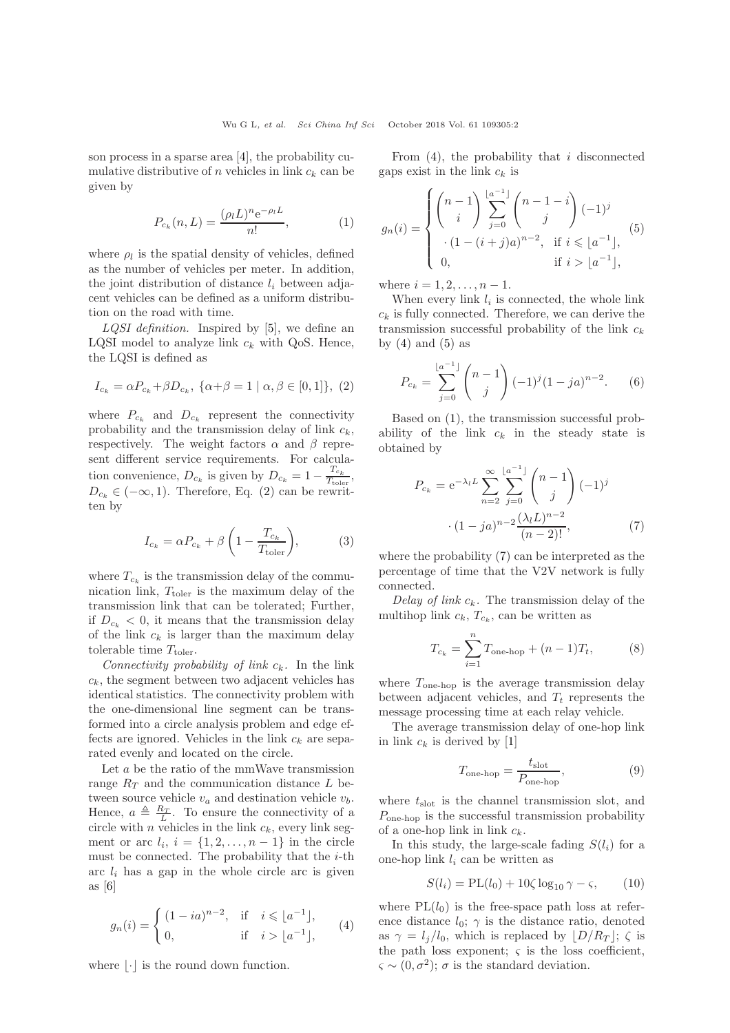son process in a sparse area [4], the probability cumulative distributive of $n$ vehicles in link $c_k$ can be given by

$$P_{c_k}(n, L) = \frac{(\rho_l L)^n \mathrm{e}^{-\rho_l L}}{n!}, \tag{1}$$

where $\rho_l$ is the spatial density of vehicles, defined as the number of vehicles per meter. In addition, the joint distribution of distance $l_i$ between adjacent vehicles can be defined as a uniform distribution on the road with time.

*LQSI definition.* Inspired by [5], we define an LQSI model to analyze link $c_k$ with QoS. Hence, the LQSI is defined as

$$I_{c_k} = \alpha P_{c_k} + \beta D_{c_k},\ \{\alpha + \beta = 1 \mid \alpha, \beta \in [0, 1]\}, \tag{2}$$

where $P_{c_k}$ and $D_{c_k}$ represent the connectivity probability and the transmission delay of link $c_k$, respectively. The weight factors $\alpha$ and $\beta$ represent different service requirements. For calculation convenience, $D_{c_k}$ is given by $D_{c_k} = 1 - \frac{T_{c_k}}{T_{\text{toler}}}$, $D_{c_k} \in (-\infty, 1)$. Therefore, Eq. (2) can be rewritten by

$$I_{c_k} = \alpha P_{c_k} + \beta \left(1 - \frac{T_{c_k}}{T_{\text{toler}}}\right), \tag{3}$$

where $T_{c_k}$ is the transmission delay of the communication link, $T_{\text{toler}}$ is the maximum delay of the transmission link that can be tolerated; Further, if $D_{c_k} < 0$, it means that the transmission delay of the link $c_k$ is larger than the maximum delay tolerable time $T_{\text{toler}}$.

*Connectivity probability of link $c_k$.* In the link $c_k$, the segment between two adjacent vehicles has identical statistics. The connectivity problem with the one-dimensional line segment can be transformed into a circle analysis problem and edge effects are ignored. Vehicles in the link $c_k$ are separated evenly and located on the circle.

Let $a$ be the ratio of the mmWave transmission range $R_T$ and the communication distance $L$ between source vehicle $v_a$ and destination vehicle $v_b$. Hence, $a \triangleq \frac{R_T}{L}$. To ensure the connectivity of a circle with $n$ vehicles in the link $c_k$, every link segment or arc $l_i$, $i = \{1, 2, \ldots, n-1\}$ in the circle must be connected. The probability that the $i$-th arc $l_i$ has a gap in the whole circle arc is given as [6]

$$g_n(i) = \begin{cases} (1 - ia)^{n-2}, & \text{if} \quad i \leqslant \lfloor a^{-1} \rfloor, \\ 0, & \text{if} \quad i > \lfloor a^{-1} \rfloor, \end{cases} \tag{4}$$

where $\lfloor \cdot \rfloor$ is the round down function.

From (4), the probability that $i$ disconnected gaps exist in the link $c_k$ is

$$g_n(i) = \begin{cases} \binom{n-1}{i} \sum_{j=0}^{\lfloor a^{-1} \rfloor} \binom{n-1-i}{j} (-1)^j \\ \quad \cdot (1 - (i+j)a)^{n-2}, & \text{if } i \leqslant \lfloor a^{-1} \rfloor, \\ 0, & \text{if } i > \lfloor a^{-1} \rfloor, \end{cases} \tag{5}$$

where $i = 1, 2, \ldots, n-1$.

When every link $l_i$ is connected, the whole link $c_k$ is fully connected. Therefore, we can derive the transmission successful probability of the link $c_k$ by (4) and (5) as

$$P_{c_k} = \sum_{j=0}^{\lfloor a^{-1} \rfloor} \binom{n-1}{j} (-1)^j (1 - ja)^{n-2}. \tag{6}$$

Based on (1), the transmission successful probability of the link $c_k$ in the steady state is obtained by

$$P_{c_k} = \mathrm{e}^{-\lambda_l L} \sum_{n=2}^{\infty} \sum_{j=0}^{\lfloor a^{-1} \rfloor} \binom{n-1}{j} (-1)^j \cdot (1 - ja)^{n-2} \frac{(\lambda_l L)^{n-2}}{(n-2)!}, \tag{7}$$

where the probability (7) can be interpreted as the percentage of time that the V2V network is fully connected.

*Delay of link $c_k$.* The transmission delay of the multihop link $c_k$, $T_{c_k}$, can be written as

$$T_{c_k} = \sum_{i=1}^{n} T_{\text{one-hop}} + (n-1) T_t, \tag{8}$$

where $T_{\text{one-hop}}$ is the average transmission delay between adjacent vehicles, and $T_t$ represents the message processing time at each relay vehicle.

The average transmission delay of one-hop link in link $c_k$ is derived by [1]

$$T_{\text{one-hop}} = \frac{t_{\text{slot}}}{P_{\text{one-hop}}}, \tag{9}$$

where $t_{\text{slot}}$ is the channel transmission slot, and $P_{\text{one-hop}}$ is the successful transmission probability of a one-hop link in link $c_k$.

In this study, the large-scale fading $S(l_i)$ for a one-hop link $l_i$ can be written as

$$S(l_i) = \mathrm{PL}(l_0) + 10\zeta \log_{10} \gamma - \varsigma, \tag{10}$$

where $\mathrm{PL}(l_0)$ is the free-space path loss at reference distance $l_0$; $\gamma$ is the distance ratio, denoted as $\gamma = l_j / l_0$, which is replaced by $\lfloor D/R_T \rfloor$; $\zeta$ is the path loss exponent; $\varsigma$ is the loss coefficient, $\varsigma \sim (0, \sigma^2)$; $\sigma$ is the standard deviation.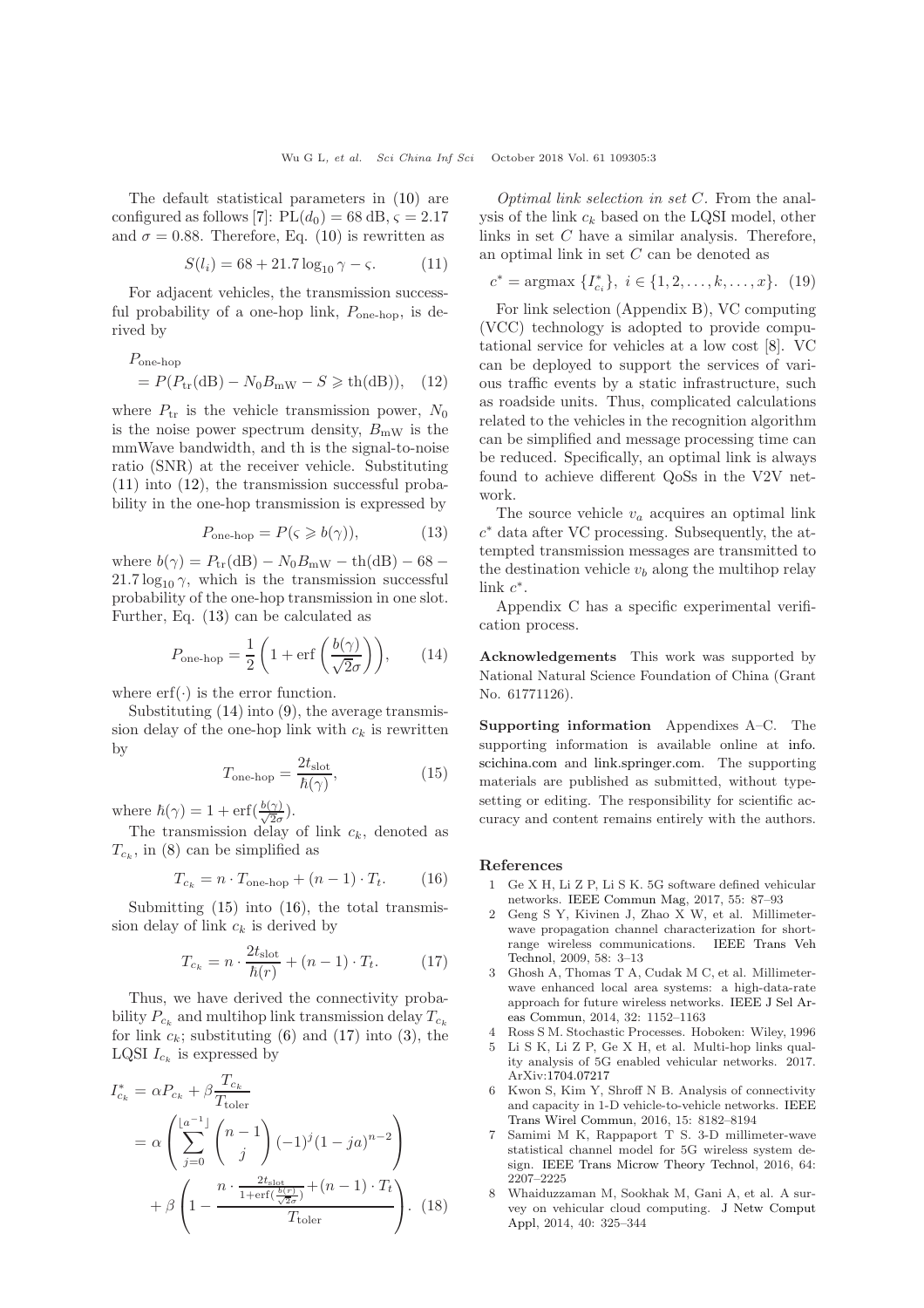The default statistical parameters in (10) are configured as follows [7]: $\mathrm{PL}(d_0) = 68$ dB, $\varsigma = 2.17$ and $\sigma = 0.88$. Therefore, Eq. (10) is rewritten as

$$S(l_i) = 68 + 21.7 \log_{10} \gamma - \varsigma. \tag{11}$$

For adjacent vehicles, the transmission successful probability of a one-hop link, $P_{\text{one-hop}}$, is derived by

$$P_{\text{one-hop}} = P(P_{\text{tr}}(\text{dB}) - N_0 B_{\text{mW}} - S \geqslant \text{th}(\text{dB})), \tag{12}$$

where $P_{\text{tr}}$ is the vehicle transmission power, $N_0$ is the noise power spectrum density, $B_{\text{mW}}$ is the mmWave bandwidth, and th is the signal-to-noise ratio (SNR) at the receiver vehicle. Substituting (11) into (12), the transmission successful probability in the one-hop transmission is expressed by

$$P_{\text{one-hop}} = P(\varsigma \geqslant b(\gamma)), \tag{13}$$

where $b(\gamma) = P_{\text{tr}}(\text{dB}) - N_0 B_{\text{mW}} - \text{th}(\text{dB}) - 68 - 21.7 \log_{10} \gamma$, which is the transmission successful probability of the one-hop transmission in one slot. Further, Eq. (13) can be calculated as

$$P_{\text{one-hop}} = \frac{1}{2}\left(1 + \text{erf}\left(\frac{b(\gamma)}{\sqrt{2}\sigma}\right)\right), \tag{14}$$

where $\text{erf}(\cdot)$ is the error function.

Substituting (14) into (9), the average transmission delay of the one-hop link with $c_k$ is rewritten by

$$T_{\text{one-hop}} = \frac{2t_{\text{slot}}}{\hbar(\gamma)}, \tag{15}$$

where $\hbar(\gamma) = 1 + \text{erf}(\frac{b(\gamma)}{\sqrt{2}\sigma})$.

The transmission delay of link $c_k$, denoted as $T_{c_k}$, in (8) can be simplified as

$$T_{c_k} = n \cdot T_{\text{one-hop}} + (n-1) \cdot T_t. \tag{16}$$

Submitting (15) into (16), the total transmission delay of link $c_k$ is derived by

$$T_{c_k} = n \cdot \frac{2t_{\text{slot}}}{\hbar(r)} + (n-1) \cdot T_t. \tag{17}$$

Thus, we have derived the connectivity probability $P_{c_k}$ and multihop link transmission delay $T_{c_k}$ for link $c_k$; substituting (6) and (17) into (3), the LQSI $I_{c_k}$ is expressed by

$$\begin{aligned} I_{c_k}^* &= \alpha P_{c_k} + \beta \frac{T_{c_k}}{T_{\text{toler}}} \\ &= \alpha \left( \sum_{j=0}^{\lfloor a^{-1} \rfloor} \binom{n-1}{j} (-1)^j (1 - ja)^{n-2} \right) \\ &\quad + \beta \left( 1 - \frac{n \cdot \frac{2t_{\text{slot}}}{1 + \text{erf}(\frac{b(r)}{\sqrt{2}\sigma})} + (n-1) \cdot T_t}{T_{\text{toler}}} \right). \end{aligned} \tag{18}$$

*Optimal link selection in set* $C$. From the analysis of the link $c_k$ based on the LQSI model, other links in set $C$ have a similar analysis. Therefore, an optimal link in set $C$ can be denoted as

$$c^* = \text{argmax}\ \{I_{c_i}^*\},\ i \in \{1, 2, \ldots, k, \ldots, x\}. \tag{19}$$

For link selection (Appendix B), VC computing (VCC) technology is adopted to provide computational service for vehicles at a low cost [8]. VC can be deployed to support the services of various traffic events by a static infrastructure, such as roadside units. Thus, complicated calculations related to the vehicles in the recognition algorithm can be simplified and message processing time can be reduced. Specifically, an optimal link is always found to achieve different QoSs in the V2V network.

The source vehicle $v_a$ acquires an optimal link $c^*$ data after VC processing. Subsequently, the attempted transmission messages are transmitted to the destination vehicle $v_b$ along the multihop relay link $c^*$.

Appendix C has a specific experimental verification process.

**Acknowledgements** This work was supported by National Natural Science Foundation of China (Grant No. 61771126).

**Supporting information** Appendixes A–C. The supporting information is available online at info.scichina.com and link.springer.com. The supporting materials are published as submitted, without typesetting or editing. The responsibility for scientific accuracy and content remains entirely with the authors.

## References

1. Ge X H, Li Z P, Li S K. 5G software defined vehicular networks. IEEE Commun Mag, 2017, 55: 87–93
2. Geng S Y, Kivinen J, Zhao X W, et al. Millimeter-wave propagation channel characterization for short-range wireless communications. IEEE Trans Veh Technol, 2009, 58: 3–13
3. Ghosh A, Thomas T A, Cudak M C, et al. Millimeter-wave enhanced local area systems: a high-data-rate approach for future wireless networks. IEEE J Sel Areas Commun, 2014, 32: 1152–1163
4. Ross S M. Stochastic Processes. Hoboken: Wiley, 1996
5. Li S K, Li Z P, Ge X H, et al. Multi-hop links quality analysis of 5G enabled vehicular networks. 2017. ArXiv:1704.07217
6. Kwon S, Kim Y, Shroff N B. Analysis of connectivity and capacity in 1-D vehicle-to-vehicle networks. IEEE Trans Wirel Commun, 2016, 15: 8182–8194
7. Samimi M K, Rappaport T S. 3-D millimeter-wave statistical channel model for 5G wireless system design. IEEE Trans Microw Theory Technol, 2016, 64: 2207–2225
8. Whaiduzzaman M, Sookhak M, Gani A, et al. A survey on vehicular cloud computing. J Netw Comput Appl, 2014, 40: 325–344